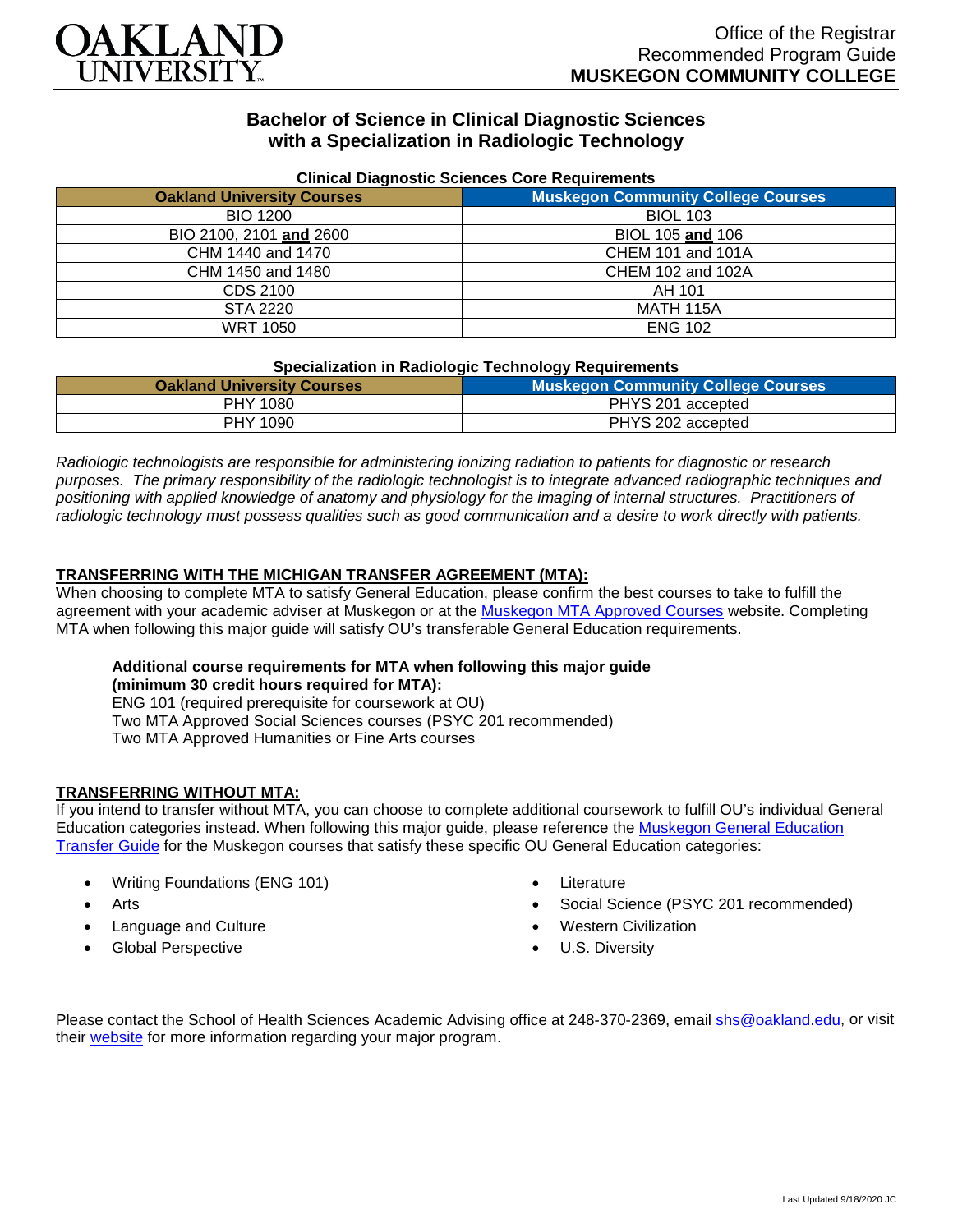OAKLAND UNIVERSITY

Office of the Registrar
Recommended Program Guide
**MUSKEGON COMMUNITY COLLEGE**

## Bachelor of Science in Clinical Diagnostic Sciences with a Specialization in Radiologic Technology

**Clinical Diagnostic Sciences Core Requirements**

| Oakland University Courses | Muskegon Community College Courses |
|---|---|
| BIO 1200 | BIOL 103 |
| BIO 2100, 2101 **and** 2600 | BIOL 105 **and** 106 |
| CHM 1440 and 1470 | CHEM 101 and 101A |
| CHM 1450 and 1480 | CHEM 102 and 102A |
| CDS 2100 | AH 101 |
| STA 2220 | MATH 115A |
| WRT 1050 | ENG 102 |

**Specialization in Radiologic Technology Requirements**

| Oakland University Courses | Muskegon Community College Courses |
|---|---|
| PHY 1080 | PHYS 201 accepted |
| PHY 1090 | PHYS 202 accepted |

*Radiologic technologists are responsible for administering ionizing radiation to patients for diagnostic or research purposes. The primary responsibility of the radiologic technologist is to integrate advanced radiographic techniques and positioning with applied knowledge of anatomy and physiology for the imaging of internal structures. Practitioners of radiologic technology must possess qualities such as good communication and a desire to work directly with patients.*

### TRANSFERRING WITH THE MICHIGAN TRANSFER AGREEMENT (MTA):

When choosing to complete MTA to satisfy General Education, please confirm the best courses to take to fulfill the agreement with your academic adviser at Muskegon or at the Muskegon MTA Approved Courses website. Completing MTA when following this major guide will satisfy OU's transferable General Education requirements.

**Additional course requirements for MTA when following this major guide (minimum 30 credit hours required for MTA):**
ENG 101 (required prerequisite for coursework at OU)
Two MTA Approved Social Sciences courses (PSYC 201 recommended)
Two MTA Approved Humanities or Fine Arts courses

### TRANSFERRING WITHOUT MTA:

If you intend to transfer without MTA, you can choose to complete additional coursework to fulfill OU's individual General Education categories instead. When following this major guide, please reference the Muskegon General Education Transfer Guide for the Muskegon courses that satisfy these specific OU General Education categories:

- Writing Foundations (ENG 101)
- Arts
- Language and Culture
- Global Perspective
- Literature
- Social Science (PSYC 201 recommended)
- Western Civilization
- U.S. Diversity

Please contact the School of Health Sciences Academic Advising office at 248-370-2369, email shs@oakland.edu, or visit their website for more information regarding your major program.

Last Updated 9/18/2020 JC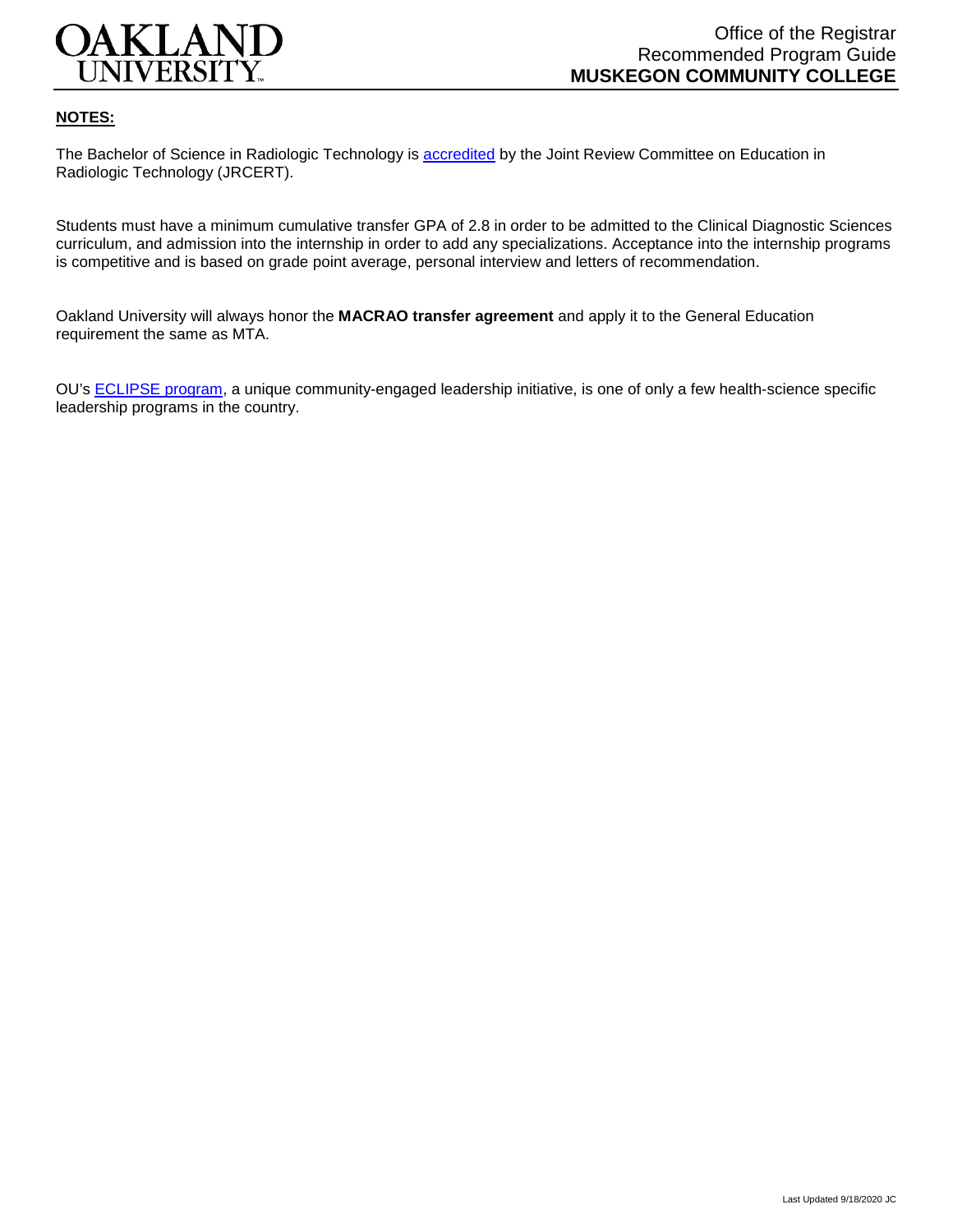**NOTES:**

The Bachelor of Science in Radiologic Technology is accredited by the Joint Review Committee on Education in Radiologic Technology (JRCERT).

Students must have a minimum cumulative transfer GPA of 2.8 in order to be admitted to the Clinical Diagnostic Sciences curriculum, and admission into the internship in order to add any specializations. Acceptance into the internship programs is competitive and is based on grade point average, personal interview and letters of recommendation.

Oakland University will always honor the **MACRAO transfer agreement** and apply it to the General Education requirement the same as MTA.

OU's ECLIPSE program, a unique community-engaged leadership initiative, is one of only a few health-science specific leadership programs in the country.